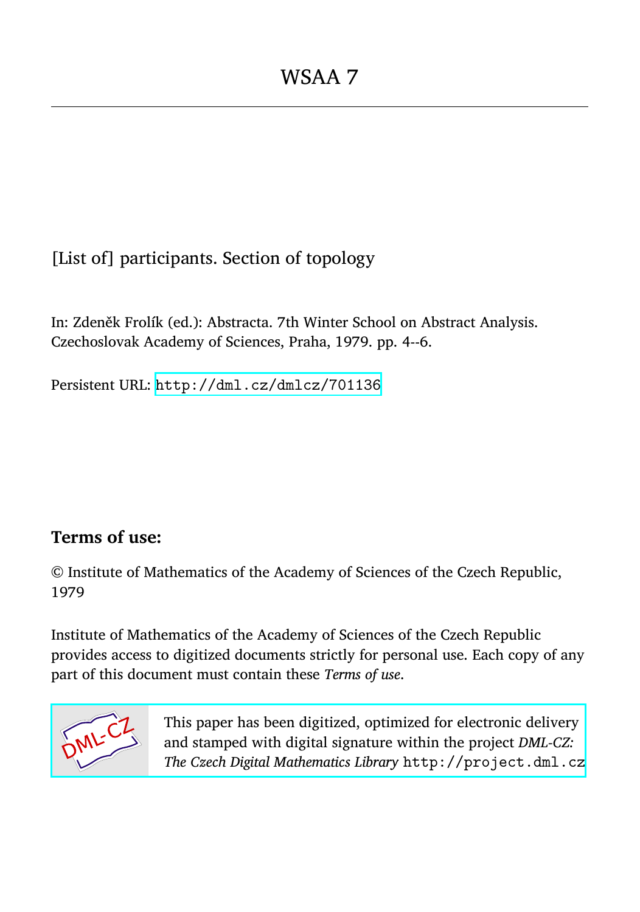# WSAA 7

[List of] participants. Section of topology

In: Zdeněk Frolík (ed.): Abstracta. 7th Winter School on Abstract Analysis. Czechoslovak Academy of Sciences, Praha, 1979. pp. 4--6.

Persistent URL: http://dml.cz/dmlcz/701136

## Terms of use:

© Institute of Mathematics of the Academy of Sciences of the Czech Republic, 1979

Institute of Mathematics of the Academy of Sciences of the Czech Republic provides access to digitized documents strictly for personal use. Each copy of any part of this document must contain these *Terms of use*.

This paper has been digitized, optimized for electronic delivery and stamped with digital signature within the project *DML-CZ: The Czech Digital Mathematics Library* http://project.dml.cz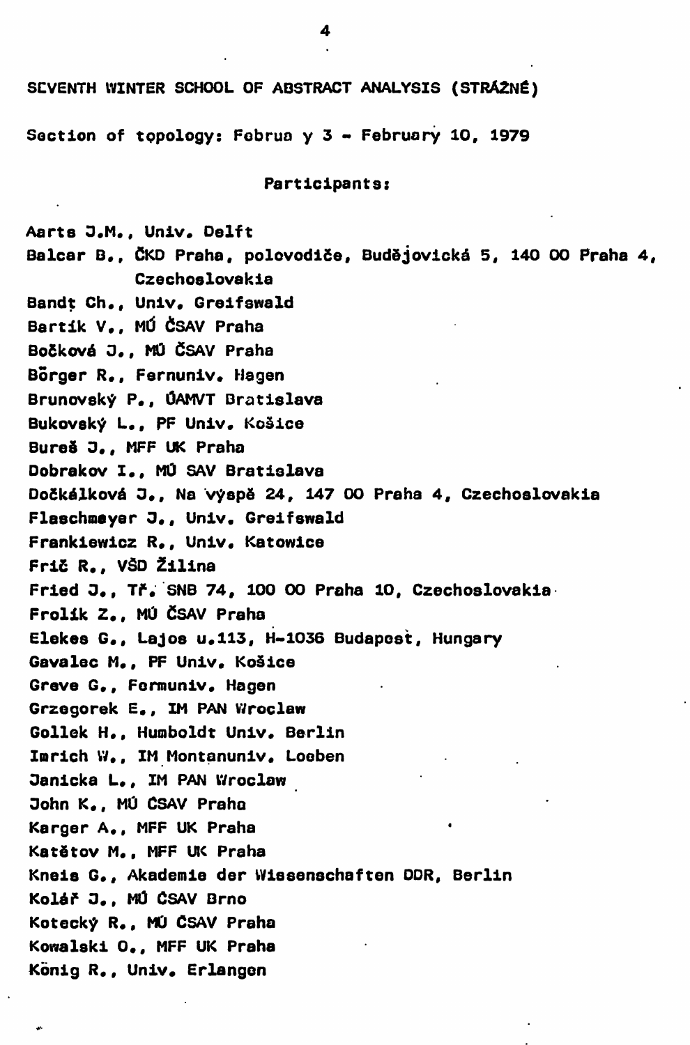SEVENTH WINTER SCHOOL OF ABSTRACT ANALYSIS (STRÁŽNÉ)

Section of topology: Februa y 3 - February 10, 1979

Participants:

Aarts J.M., Univ. Delft
Balcar B., ČKD Praha, polovodiče, Budějovická 5, 140 00 Praha 4, Czechoslovakia
Bandt Ch., Univ. Greifswald
Bartík V., MÚ ČSAV Praha
Bočková J., MÚ ČSAV Praha
Börger R., Fernuniv. Hagen
Brunovský P., ÚAMVT Bratislava
Bukovský L., PF Univ. Košice
Bureš J., MFF UK Praha
Dobrakov I., MÚ SAV Bratislava
Dočkálková J., Na výspě 24, 147 00 Praha 4, Czechoslovakia
Flaschmeyer J., Univ. Greifswald
Frankiewicz R., Univ. Katowice
Frič R., VŠD Žilina
Fried J., Tř. SNB 74, 100 00 Praha 10, Czechoslovakia
Frolík Z., MÚ ČSAV Praha
Elekes G., Lajos u.113, H-1036 Budapest, Hungary
Gavalec M., PF Univ. Košice
Greve G., Fernuniv. Hagen
Grzegorek E., IM PAN Wroclaw
Gollek H., Humboldt Univ. Berlin
Imrich W., IM Montanuniv. Loeben
Janicka L., IM PAN Wroclaw
John K., MÚ ČSAV Praha
Karger A., MFF UK Praha
Katětov M., MFF UK Praha
Kneis G., Akademie der Wissenschaften DDR, Berlin
Kolář J., MÚ ČSAV Brno
Kotecký R., MÚ ČSAV Praha
Kowalski O., MFF UK Praha
König R., Univ. Erlangen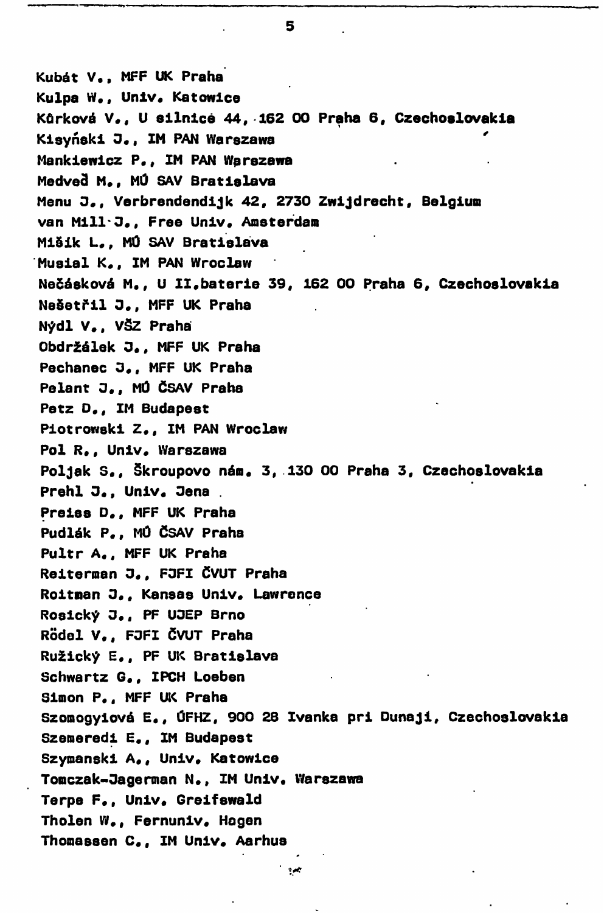Kubát V., MFF UK Praha

Kulpa W., Univ. Katowice

Kůrková V., U silnice 44, 162 00 Praha 6, Czechoslovakia

Kisyński J., IM PAN Warszawa

Mankiewicz P., IM PAN Warszawa

Medveď M., MÚ SAV Bratislava

Menu J., Verbrendendijk 42, 2730 Zwijdrecht, Belgium

van Mill J., Free Univ. Amsterdam

Mišík L., MÚ SAV Bratislava

Musial K., IM PAN Wroclaw

Nečásková M., U II.baterie 39, 162 00 Praha 6, Czechoslovakia

Nešetřil J., MFF UK Praha

Nýdl V., VŠZ Praha

Obdržálek J., MFF UK Praha

Pechanec J., MFF UK Praha

Pelant J., MÚ ČSAV Praha

Petz D., IM Budapest

Piotrowski Z., IM PAN Wroclaw

Pol R., Univ. Warszawa

Poljak S., Škroupovo nám. 3, 130 00 Praha 3, Czechoslovakia

Prehl J., Univ. Jena

Preiss D., MFF UK Praha

Pudlák P., MÚ ČSAV Praha

Pultr A., MFF UK Praha

Reiterman J., FJFI ČVUT Praha

Roitman J., Kansas Univ. Lawrence

Rosický J., PF UJEP Brno

Rödel V., FJFI ČVUT Praha

Ružický E., PF UK Bratislava

Schwartz G., IPCH Loeben

Simon P., MFF UK Praha

Szomogyiová E., ÚFHZ, 900 28 Ivanka pri Dunaji, Czechoslovakia

Szemeredi E., IM Budapest

Szymanski A., Univ. Katowice

Tomczak-Jagerman N., IM Univ. Warszawa

Terpe F., Univ. Greifswald

Tholen W., Fernuniv. Hagen

Thomassen C., IM Univ. Aarhus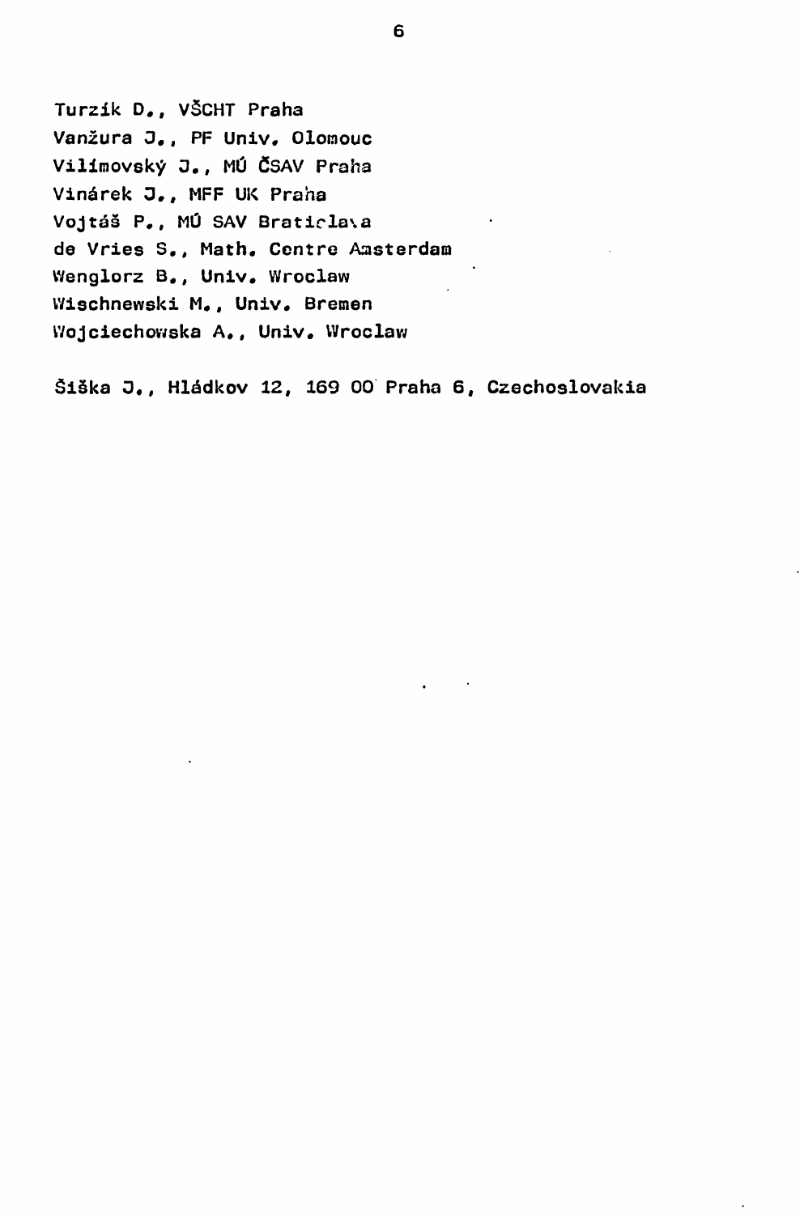Turzík D., VŠCHT Praha
Vanžura J., PF Univ. Olomouc
Vilímovský J., MÚ ČSAV Praha
Vinárek J., MFF UK Praha
Vojtáš P., MÚ SAV Bratislava
de Vries S., Math. Centre Amsterdam
Wenglorz B., Univ. Wroclaw
Wischnewski M., Univ. Bremen
Wojciechowska A., Univ. Wroclaw

Šiška J., Hládkov 12, 169 00 Praha 6, Czechoslovakia